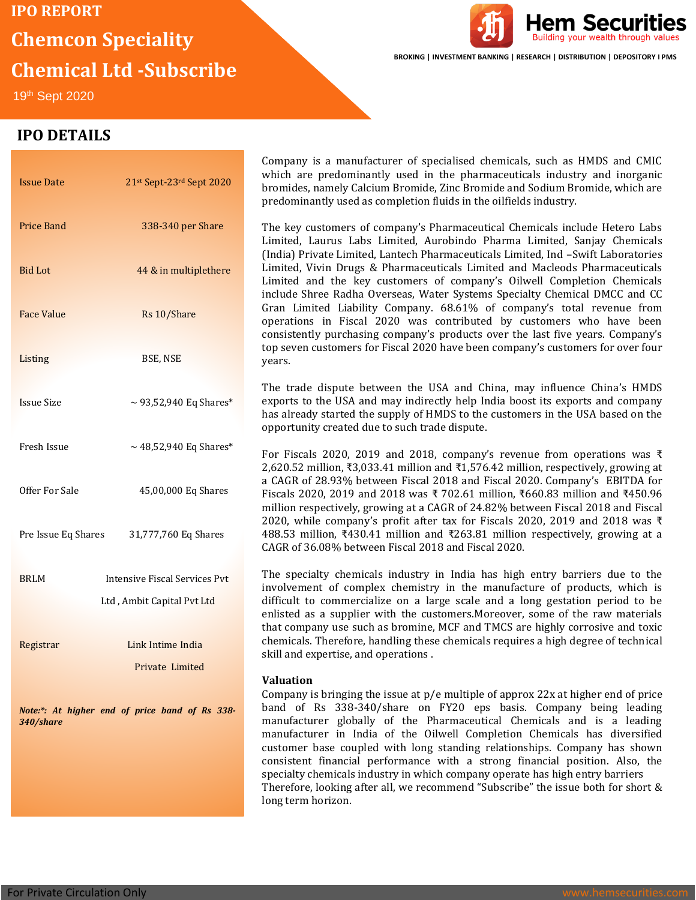# IPO REPORT

# Chemcon Speciality Chemical Ltd -Subscribe

19th Sept 2020

Hem Securities
Building your wealth through values

BROKING | INVESTMENT BANKING | RESEARCH | DISTRIBUTION | DEPOSITORY I PMS

## IPO DETAILS

| | |
|---|---|
| Issue Date | 21st Sept-23rd Sept 2020 |
| Price Band | 338-340 per Share |
| Bid Lot | 44 & in multiplethere |
| Face Value | Rs 10/Share |
| Listing | BSE, NSE |
| Issue Size | ~ 93,52,940 Eq Shares* |
| Fresh Issue | ~ 48,52,940 Eq Shares* |
| Offer For Sale | 45,00,000 Eq Shares |
| Pre Issue Eq Shares | 31,777,760 Eq Shares |
| BRLM | Intensive Fiscal Services Pvt Ltd , Ambit Capital Pvt Ltd |
| Registrar | Link Intime India Private Limited |

*Note:*: At higher end of price band of Rs 338-340/share*

Company is a manufacturer of specialised chemicals, such as HMDS and CMIC which are predominantly used in the pharmaceuticals industry and inorganic bromides, namely Calcium Bromide, Zinc Bromide and Sodium Bromide, which are predominantly used as completion fluids in the oilfields industry.

The key customers of company's Pharmaceutical Chemicals include Hetero Labs Limited, Laurus Labs Limited, Aurobindo Pharma Limited, Sanjay Chemicals (India) Private Limited, Lantech Pharmaceuticals Limited, Ind –Swift Laboratories Limited, Vivin Drugs & Pharmaceuticals Limited and Macleods Pharmaceuticals Limited and the key customers of company's Oilwell Completion Chemicals include Shree Radha Overseas, Water Systems Specialty Chemical DMCC and CC Gran Limited Liability Company. 68.61% of company's total revenue from operations in Fiscal 2020 was contributed by customers who have been consistently purchasing company's products over the last five years. Company's top seven customers for Fiscal 2020 have been company's customers for over four years.

The trade dispute between the USA and China, may influence China's HMDS exports to the USA and may indirectly help India boost its exports and company has already started the supply of HMDS to the customers in the USA based on the opportunity created due to such trade dispute.

For Fiscals 2020, 2019 and 2018, company's revenue from operations was ₹ 2,620.52 million, ₹3,033.41 million and ₹1,576.42 million, respectively, growing at a CAGR of 28.93% between Fiscal 2018 and Fiscal 2020. Company's EBITDA for Fiscals 2020, 2019 and 2018 was ₹ 702.61 million, ₹660.83 million and ₹450.96 million respectively, growing at a CAGR of 24.82% between Fiscal 2018 and Fiscal 2020, while company's profit after tax for Fiscals 2020, 2019 and 2018 was ₹ 488.53 million, ₹430.41 million and ₹263.81 million respectively, growing at a CAGR of 36.08% between Fiscal 2018 and Fiscal 2020.

The specialty chemicals industry in India has high entry barriers due to the involvement of complex chemistry in the manufacture of products, which is difficult to commercialize on a large scale and a long gestation period to be enlisted as a supplier with the customers.Moreover, some of the raw materials that company use such as bromine, MCF and TMCS are highly corrosive and toxic chemicals. Therefore, handling these chemicals requires a high degree of technical skill and expertise, and operations .

**Valuation**

Company is bringing the issue at p/e multiple of approx 22x at higher end of price band of Rs 338-340/share on FY20 eps basis. Company being leading manufacturer globally of the Pharmaceutical Chemicals and is a leading manufacturer in India of the Oilwell Completion Chemicals has diversified customer base coupled with long standing relationships. Company has shown consistent financial performance with a strong financial position. Also, the specialty chemicals industry in which company operate has high entry barriers Therefore, looking after all, we recommend "Subscribe" the issue both for short & long term horizon.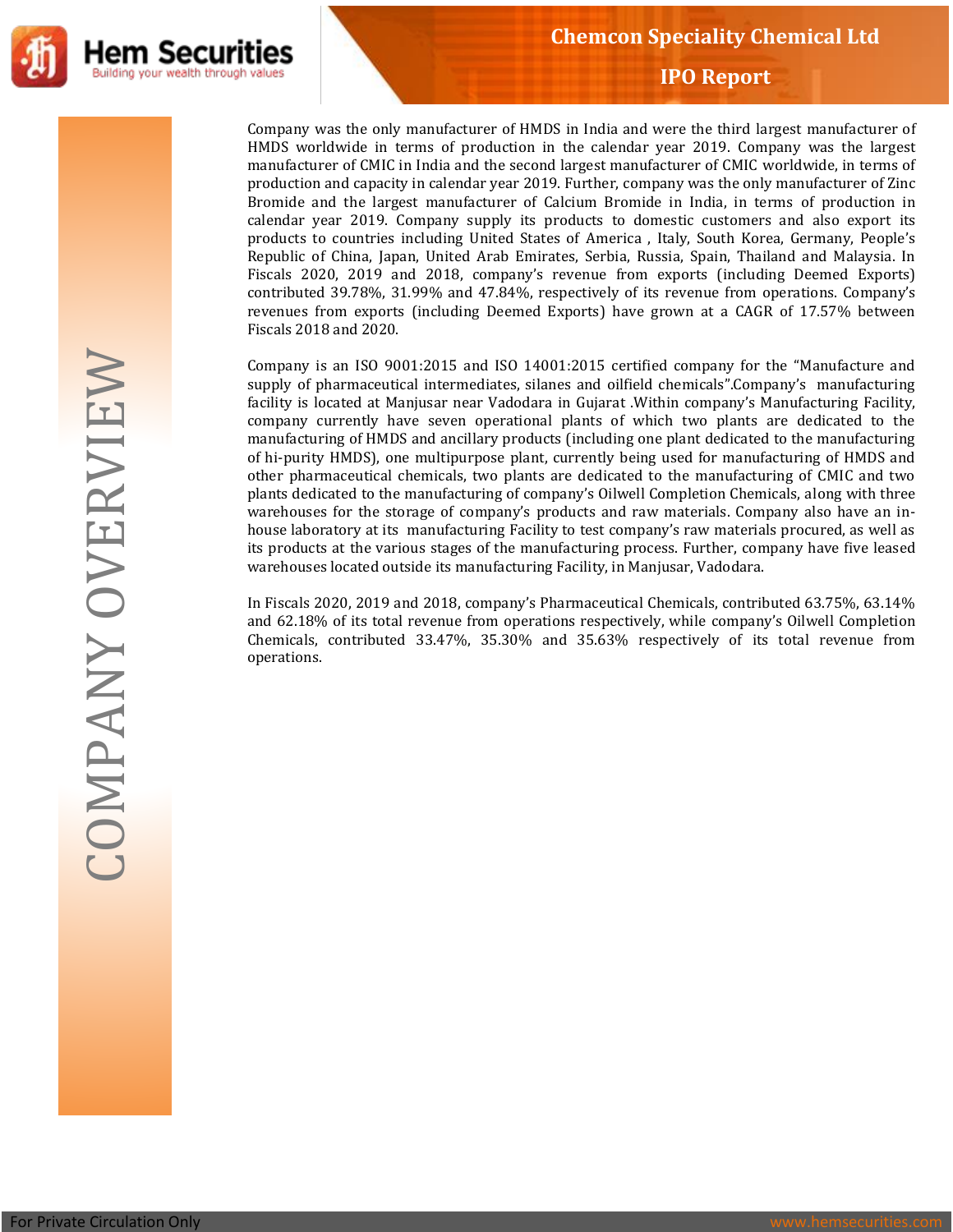## COMPANY OVERVIEW

Company was the only manufacturer of HMDS in India and were the third largest manufacturer of HMDS worldwide in terms of production in the calendar year 2019. Company was the largest manufacturer of CMIC in India and the second largest manufacturer of CMIC worldwide, in terms of production and capacity in calendar year 2019. Further, company was the only manufacturer of Zinc Bromide and the largest manufacturer of Calcium Bromide in India, in terms of production in calendar year 2019. Company supply its products to domestic customers and also export its products to countries including United States of America , Italy, South Korea, Germany, People's Republic of China, Japan, United Arab Emirates, Serbia, Russia, Spain, Thailand and Malaysia. In Fiscals 2020, 2019 and 2018, company's revenue from exports (including Deemed Exports) contributed 39.78%, 31.99% and 47.84%, respectively of its revenue from operations. Company's revenues from exports (including Deemed Exports) have grown at a CAGR of 17.57% between Fiscals 2018 and 2020.

Company is an ISO 9001:2015 and ISO 14001:2015 certified company for the "Manufacture and supply of pharmaceutical intermediates, silanes and oilfield chemicals".Company's manufacturing facility is located at Manjusar near Vadodara in Gujarat .Within company's Manufacturing Facility, company currently have seven operational plants of which two plants are dedicated to the manufacturing of HMDS and ancillary products (including one plant dedicated to the manufacturing of hi-purity HMDS), one multipurpose plant, currently being used for manufacturing of HMDS and other pharmaceutical chemicals, two plants are dedicated to the manufacturing of CMIC and two plants dedicated to the manufacturing of company's Oilwell Completion Chemicals, along with three warehouses for the storage of company's products and raw materials. Company also have an in-house laboratory at its manufacturing Facility to test company's raw materials procured, as well as its products at the various stages of the manufacturing process. Further, company have five leased warehouses located outside its manufacturing Facility, in Manjusar, Vadodara.

In Fiscals 2020, 2019 and 2018, company's Pharmaceutical Chemicals, contributed 63.75%, 63.14% and 62.18% of its total revenue from operations respectively, while company's Oilwell Completion Chemicals, contributed 33.47%, 35.30% and 35.63% respectively of its total revenue from operations.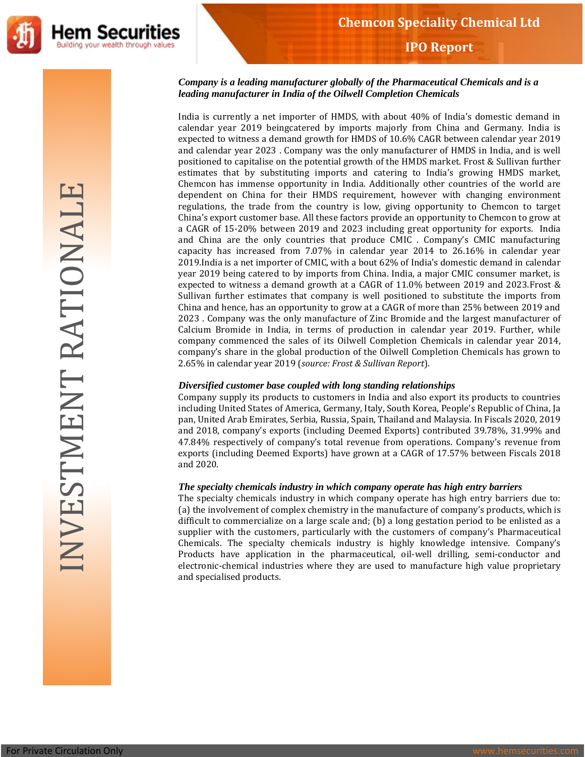# INVESTMENT RATIONALE

### *Company is a leading manufacturer globally of the Pharmaceutical Chemicals and is a leading manufacturer in India of the Oilwell Completion Chemicals*

India is currently a net importer of HMDS, with about 40% of India's domestic demand in calendar year 2019 beingcatered by imports majorly from China and Germany. India is expected to witness a demand growth for HMDS of 10.6% CAGR between calendar year 2019 and calendar year 2023 . Company was the only manufacturer of HMDS in India, and is well positioned to capitalise on the potential growth of the HMDS market. Frost & Sullivan further estimates that by substituting imports and catering to India's growing HMDS market, Chemcon has immense opportunity in India. Additionally other countries of the world are dependent on China for their HMDS requirement, however with changing environment regulations, the trade from the country is low, giving opportunity to Chemcon to target China's export customer base. All these factors provide an opportunity to Chemcon to grow at a CAGR of 15-20% between 2019 and 2023 including great opportunity for exports. India and China are the only countries that produce CMIC . Company's CMIC manufacturing capacity has increased from 7.07% in calendar year 2014 to 26.16% in calendar year 2019.India is a net importer of CMIC, with a bout 62% of India's domestic demand in calendar year 2019 being catered to by imports from China. India, a major CMIC consumer market, is expected to witness a demand growth at a CAGR of 11.0% between 2019 and 2023.Frost & Sullivan further estimates that company is well positioned to substitute the imports from China and hence, has an opportunity to grow at a CAGR of more than 25% between 2019 and 2023 . Company was the only manufacture of Zinc Bromide and the largest manufacturer of Calcium Bromide in India, in terms of production in calendar year 2019. Further, while company commenced the sales of its Oilwell Completion Chemicals in calendar year 2014, company's share in the global production of the Oilwell Completion Chemicals has grown to 2.65% in calendar year 2019 (*source: Frost & Sullivan Report*).

### *Diversified customer base coupled with long standing relationships*

Company supply its products to customers in India and also export its products to countries including United States of America, Germany, Italy, South Korea, People's Republic of China, Japan, United Arab Emirates, Serbia, Russia, Spain, Thailand and Malaysia. In Fiscals 2020, 2019 and 2018, company's exports (including Deemed Exports) contributed 39.78%, 31.99% and 47.84% respectively of company's total revenue from operations. Company's revenue from exports (including Deemed Exports) have grown at a CAGR of 17.57% between Fiscals 2018 and 2020.

### *The specialty chemicals industry in which company operate has high entry barriers*

The specialty chemicals industry in which company operate has high entry barriers due to: (a) the involvement of complex chemistry in the manufacture of company's products, which is difficult to commercialize on a large scale and; (b) a long gestation period to be enlisted as a supplier with the customers, particularly with the customers of company's Pharmaceutical Chemicals. The specialty chemicals industry is highly knowledge intensive. Company's Products have application in the pharmaceutical, oil-well drilling, semi-conductor and electronic-chemical industries where they are used to manufacture high value proprietary and specialised products.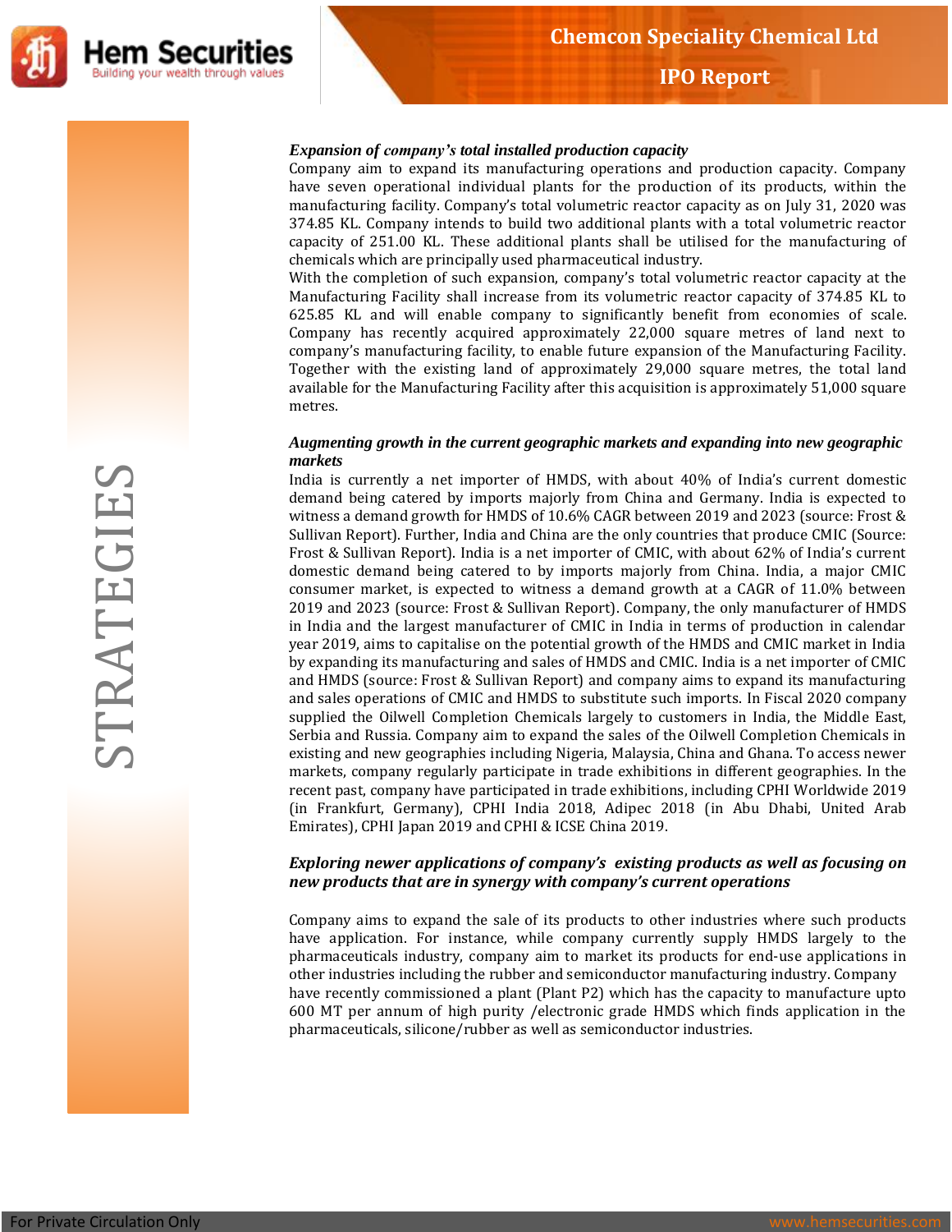# STRATEGIES

***Expansion of company's total installed production capacity***

Company aim to expand its manufacturing operations and production capacity. Company have seven operational individual plants for the production of its products, within the manufacturing facility. Company's total volumetric reactor capacity as on July 31, 2020 was 374.85 KL. Company intends to build two additional plants with a total volumetric reactor capacity of 251.00 KL. These additional plants shall be utilised for the manufacturing of chemicals which are principally used pharmaceutical industry.

With the completion of such expansion, company's total volumetric reactor capacity at the Manufacturing Facility shall increase from its volumetric reactor capacity of 374.85 KL to 625.85 KL and will enable company to significantly benefit from economies of scale. Company has recently acquired approximately 22,000 square metres of land next to company's manufacturing facility, to enable future expansion of the Manufacturing Facility. Together with the existing land of approximately 29,000 square metres, the total land available for the Manufacturing Facility after this acquisition is approximately 51,000 square metres.

***Augmenting growth in the current geographic markets and expanding into new geographic markets***

India is currently a net importer of HMDS, with about 40% of India's current domestic demand being catered by imports majorly from China and Germany. India is expected to witness a demand growth for HMDS of 10.6% CAGR between 2019 and 2023 (source: Frost & Sullivan Report). Further, India and China are the only countries that produce CMIC (Source: Frost & Sullivan Report). India is a net importer of CMIC, with about 62% of India's current domestic demand being catered to by imports majorly from China. India, a major CMIC consumer market, is expected to witness a demand growth at a CAGR of 11.0% between 2019 and 2023 (source: Frost & Sullivan Report). Company, the only manufacturer of HMDS in India and the largest manufacturer of CMIC in India in terms of production in calendar year 2019, aims to capitalise on the potential growth of the HMDS and CMIC market in India by expanding its manufacturing and sales of HMDS and CMIC. India is a net importer of CMIC and HMDS (source: Frost & Sullivan Report) and company aims to expand its manufacturing and sales operations of CMIC and HMDS to substitute such imports. In Fiscal 2020 company supplied the Oilwell Completion Chemicals largely to customers in India, the Middle East, Serbia and Russia. Company aim to expand the sales of the Oilwell Completion Chemicals in existing and new geographies including Nigeria, Malaysia, China and Ghana. To access newer markets, company regularly participate in trade exhibitions in different geographies. In the recent past, company have participated in trade exhibitions, including CPHI Worldwide 2019 (in Frankfurt, Germany), CPHI India 2018, Adipec 2018 (in Abu Dhabi, United Arab Emirates), CPHI Japan 2019 and CPHI & ICSE China 2019.

***Exploring newer applications of company's existing products as well as focusing on new products that are in synergy with company's current operations***

Company aims to expand the sale of its products to other industries where such products have application. For instance, while company currently supply HMDS largely to the pharmaceuticals industry, company aim to market its products for end-use applications in other industries including the rubber and semiconductor manufacturing industry. Company have recently commissioned a plant (Plant P2) which has the capacity to manufacture upto 600 MT per annum of high purity /electronic grade HMDS which finds application in the pharmaceuticals, silicone/rubber as well as semiconductor industries.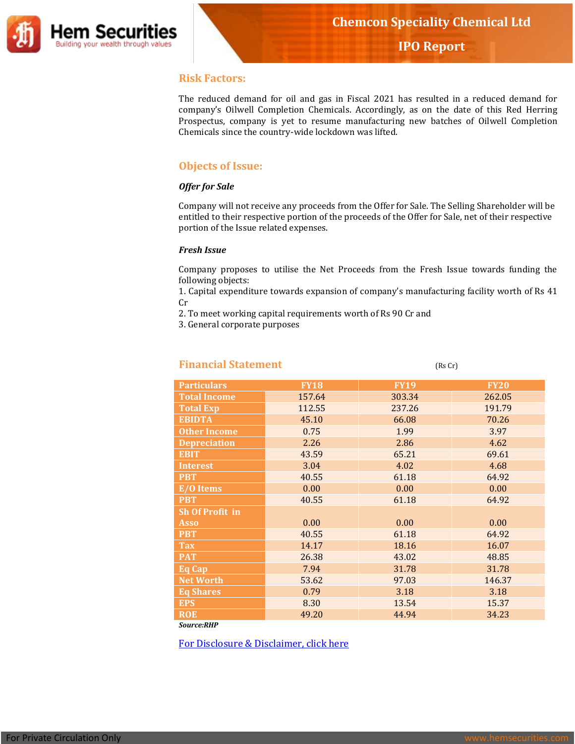## Risk Factors:

The reduced demand for oil and gas in Fiscal 2021 has resulted in a reduced demand for company's Oilwell Completion Chemicals. Accordingly, as on the date of this Red Herring Prospectus, company is yet to resume manufacturing new batches of Oilwell Completion Chemicals since the country-wide lockdown was lifted.

## Objects of Issue:

***Offer for Sale***

Company will not receive any proceeds from the Offer for Sale. The Selling Shareholder will be entitled to their respective portion of the proceeds of the Offer for Sale, net of their respective portion of the Issue related expenses.

***Fresh Issue***

Company proposes to utilise the Net Proceeds from the Fresh Issue towards funding the following objects:
1. Capital expenditure towards expansion of company's manufacturing facility worth of Rs 41 Cr
2. To meet working capital requirements worth of Rs 90 Cr and
3. General corporate purposes

## Financial Statement

(Rs Cr)

| Particulars | FY18 | FY19 | FY20 |
|---|---|---|---|
| Total Income | 157.64 | 303.34 | 262.05 |
| Total Exp | 112.55 | 237.26 | 191.79 |
| EBIDTA | 45.10 | 66.08 | 70.26 |
| Other Income | 0.75 | 1.99 | 3.97 |
| Depreciation | 2.26 | 2.86 | 4.62 |
| EBIT | 43.59 | 65.21 | 69.61 |
| Interest | 3.04 | 4.02 | 4.68 |
| PBT | 40.55 | 61.18 | 64.92 |
| E/O Items | 0.00 | 0.00 | 0.00 |
| PBT | 40.55 | 61.18 | 64.92 |
| Sh Of Profit in Asso | 0.00 | 0.00 | 0.00 |
| PBT | 40.55 | 61.18 | 64.92 |
| Tax | 14.17 | 18.16 | 16.07 |
| PAT | 26.38 | 43.02 | 48.85 |
| Eq Cap | 7.94 | 31.78 | 31.78 |
| Net Worth | 53.62 | 97.03 | 146.37 |
| Eq Shares | 0.79 | 3.18 | 3.18 |
| EPS | 8.30 | 13.54 | 15.37 |
| ROE | 49.20 | 44.94 | 34.23 |

***Source:RHP***

For Disclosure & Disclaimer, click here